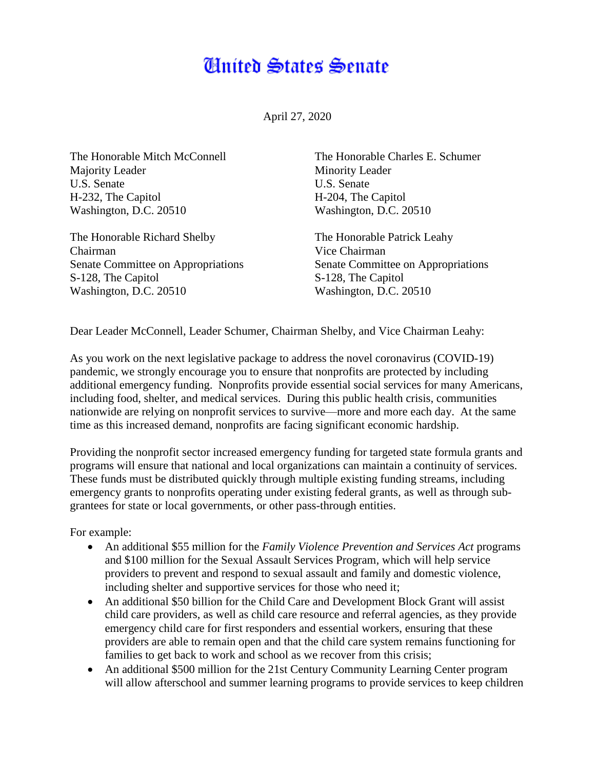# United States Senate

April 27, 2020

The Honorable Mitch McConnell
Majority Leader
U.S. Senate
H-232, The Capitol
Washington, D.C. 20510

The Honorable Charles E. Schumer
Minority Leader
U.S. Senate
H-204, The Capitol
Washington, D.C. 20510

The Honorable Richard Shelby
Chairman
Senate Committee on Appropriations
S-128, The Capitol
Washington, D.C. 20510

The Honorable Patrick Leahy
Vice Chairman
Senate Committee on Appropriations
S-128, The Capitol
Washington, D.C. 20510

Dear Leader McConnell, Leader Schumer, Chairman Shelby, and Vice Chairman Leahy:

As you work on the next legislative package to address the novel coronavirus (COVID-19) pandemic, we strongly encourage you to ensure that nonprofits are protected by including additional emergency funding. Nonprofits provide essential social services for many Americans, including food, shelter, and medical services. During this public health crisis, communities nationwide are relying on nonprofit services to survive—more and more each day. At the same time as this increased demand, nonprofits are facing significant economic hardship.

Providing the nonprofit sector increased emergency funding for targeted state formula grants and programs will ensure that national and local organizations can maintain a continuity of services. These funds must be distributed quickly through multiple existing funding streams, including emergency grants to nonprofits operating under existing federal grants, as well as through sub-grantees for state or local governments, or other pass-through entities.

For example:

- An additional $55 million for the *Family Violence Prevention and Services Act* programs and $100 million for the Sexual Assault Services Program, which will help service providers to prevent and respond to sexual assault and family and domestic violence, including shelter and supportive services for those who need it;
- An additional $50 billion for the Child Care and Development Block Grant will assist child care providers, as well as child care resource and referral agencies, as they provide emergency child care for first responders and essential workers, ensuring that these providers are able to remain open and that the child care system remains functioning for families to get back to work and school as we recover from this crisis;
- An additional $500 million for the 21st Century Community Learning Center program will allow afterschool and summer learning programs to provide services to keep children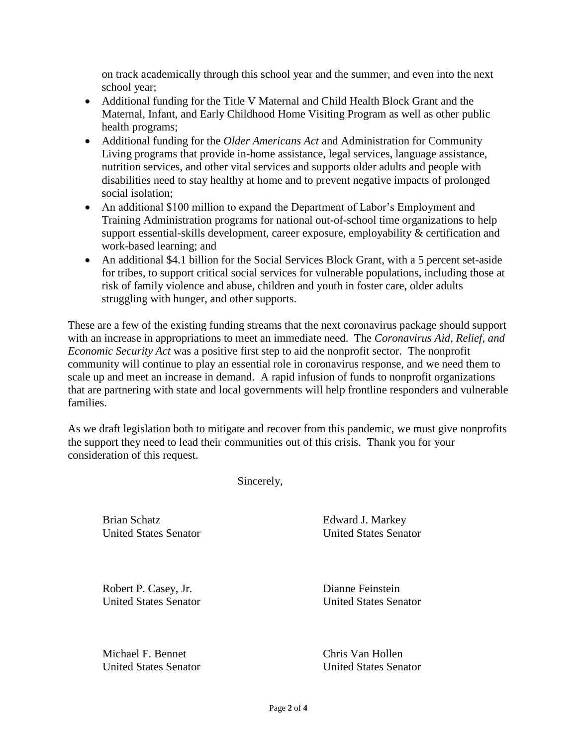on track academically through this school year and the summer, and even into the next school year;

- Additional funding for the Title V Maternal and Child Health Block Grant and the Maternal, Infant, and Early Childhood Home Visiting Program as well as other public health programs;
- Additional funding for the *Older Americans Act* and Administration for Community Living programs that provide in-home assistance, legal services, language assistance, nutrition services, and other vital services and supports older adults and people with disabilities need to stay healthy at home and to prevent negative impacts of prolonged social isolation;
- An additional $100 million to expand the Department of Labor's Employment and Training Administration programs for national out-of-school time organizations to help support essential-skills development, career exposure, employability & certification and work-based learning; and
- An additional $4.1 billion for the Social Services Block Grant, with a 5 percent set-aside for tribes, to support critical social services for vulnerable populations, including those at risk of family violence and abuse, children and youth in foster care, older adults struggling with hunger, and other supports.

These are a few of the existing funding streams that the next coronavirus package should support with an increase in appropriations to meet an immediate need. The *Coronavirus Aid, Relief, and Economic Security Act* was a positive first step to aid the nonprofit sector. The nonprofit community will continue to play an essential role in coronavirus response, and we need them to scale up and meet an increase in demand. A rapid infusion of funds to nonprofit organizations that are partnering with state and local governments will help frontline responders and vulnerable families.

As we draft legislation both to mitigate and recover from this pandemic, we must give nonprofits the support they need to lead their communities out of this crisis. Thank you for your consideration of this request.

Sincerely,

Brian Schatz
United States Senator

Edward J. Markey
United States Senator

Robert P. Casey, Jr.
United States Senator

Dianne Feinstein
United States Senator

Michael F. Bennet
United States Senator

Chris Van Hollen
United States Senator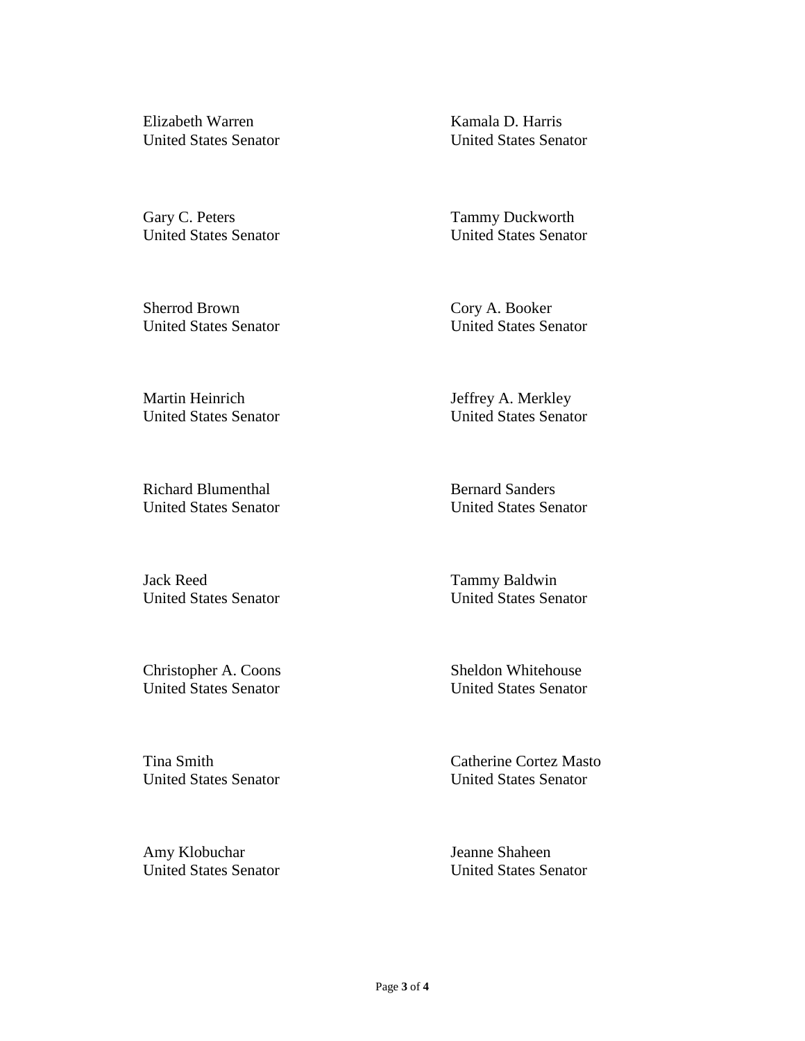Elizabeth Warren
United States Senator

Kamala D. Harris
United States Senator

Gary C. Peters
United States Senator

Tammy Duckworth
United States Senator

Sherrod Brown
United States Senator

Cory A. Booker
United States Senator

Martin Heinrich
United States Senator

Jeffrey A. Merkley
United States Senator

Richard Blumenthal
United States Senator

Bernard Sanders
United States Senator

Jack Reed
United States Senator

Tammy Baldwin
United States Senator

Christopher A. Coons
United States Senator

Sheldon Whitehouse
United States Senator

Tina Smith
United States Senator

Catherine Cortez Masto
United States Senator

Amy Klobuchar
United States Senator

Jeanne Shaheen
United States Senator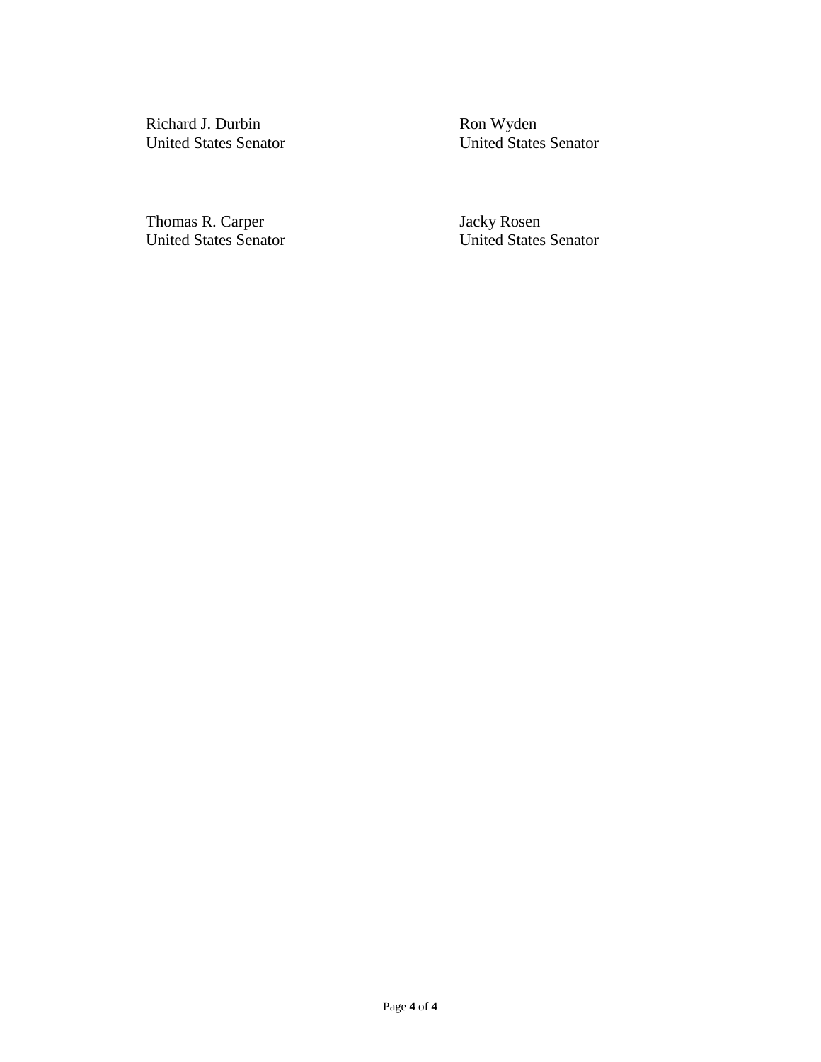Richard J. Durbin
United States Senator

Ron Wyden
United States Senator

Thomas R. Carper
United States Senator

Jacky Rosen
United States Senator